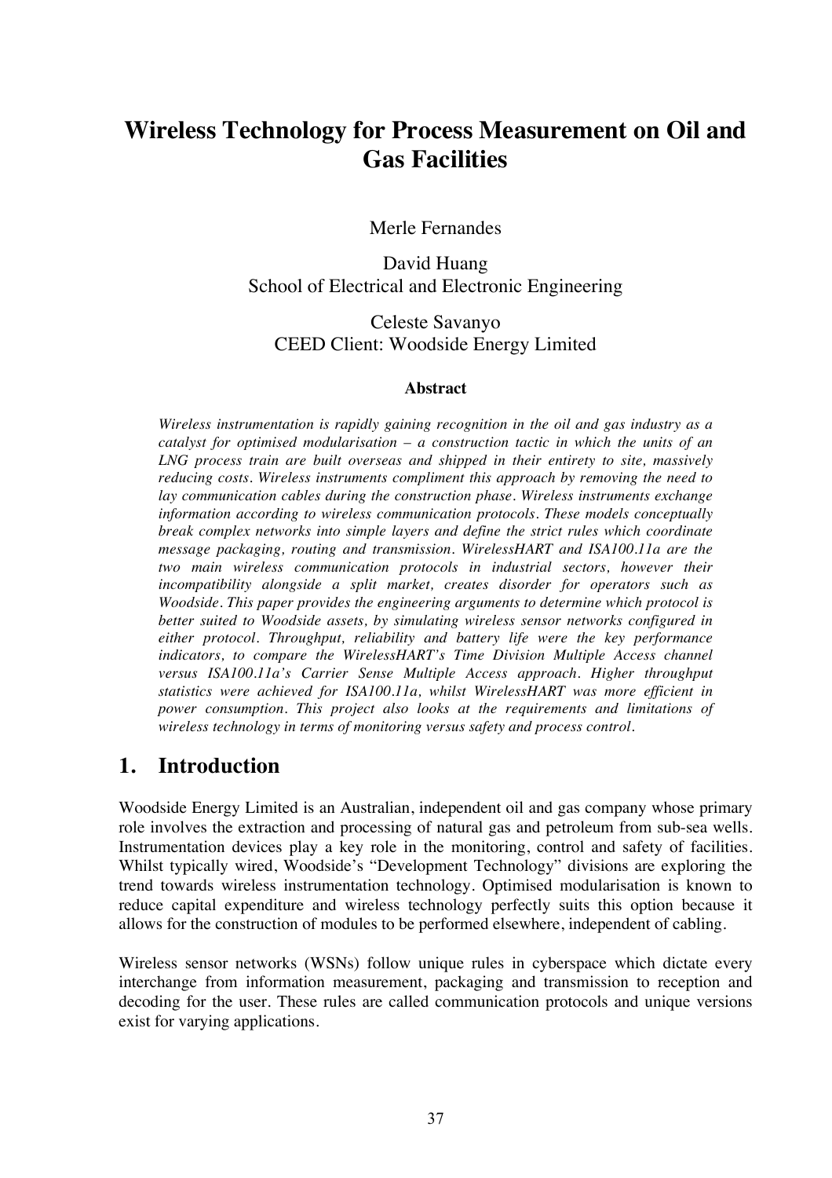# Wireless Technology for Process Measurement on Oil and Gas Facilities

Merle Fernandes

David Huang
School of Electrical and Electronic Engineering

Celeste Savanyo
CEED Client: Woodside Energy Limited

### Abstract

*Wireless instrumentation is rapidly gaining recognition in the oil and gas industry as a catalyst for optimised modularisation – a construction tactic in which the units of an LNG process train are built overseas and shipped in their entirety to site, massively reducing costs. Wireless instruments compliment this approach by removing the need to lay communication cables during the construction phase. Wireless instruments exchange information according to wireless communication protocols. These models conceptually break complex networks into simple layers and define the strict rules which coordinate message packaging, routing and transmission. WirelessHART and ISA100.11a are the two main wireless communication protocols in industrial sectors, however their incompatibility alongside a split market, creates disorder for operators such as Woodside. This paper provides the engineering arguments to determine which protocol is better suited to Woodside assets, by simulating wireless sensor networks configured in either protocol. Throughput, reliability and battery life were the key performance indicators, to compare the WirelessHART's Time Division Multiple Access channel versus ISA100.11a's Carrier Sense Multiple Access approach. Higher throughput statistics were achieved for ISA100.11a, whilst WirelessHART was more efficient in power consumption. This project also looks at the requirements and limitations of wireless technology in terms of monitoring versus safety and process control.*

## 1. Introduction

Woodside Energy Limited is an Australian, independent oil and gas company whose primary role involves the extraction and processing of natural gas and petroleum from sub-sea wells. Instrumentation devices play a key role in the monitoring, control and safety of facilities. Whilst typically wired, Woodside's "Development Technology" divisions are exploring the trend towards wireless instrumentation technology. Optimised modularisation is known to reduce capital expenditure and wireless technology perfectly suits this option because it allows for the construction of modules to be performed elsewhere, independent of cabling.

Wireless sensor networks (WSNs) follow unique rules in cyberspace which dictate every interchange from information measurement, packaging and transmission to reception and decoding for the user. These rules are called communication protocols and unique versions exist for varying applications.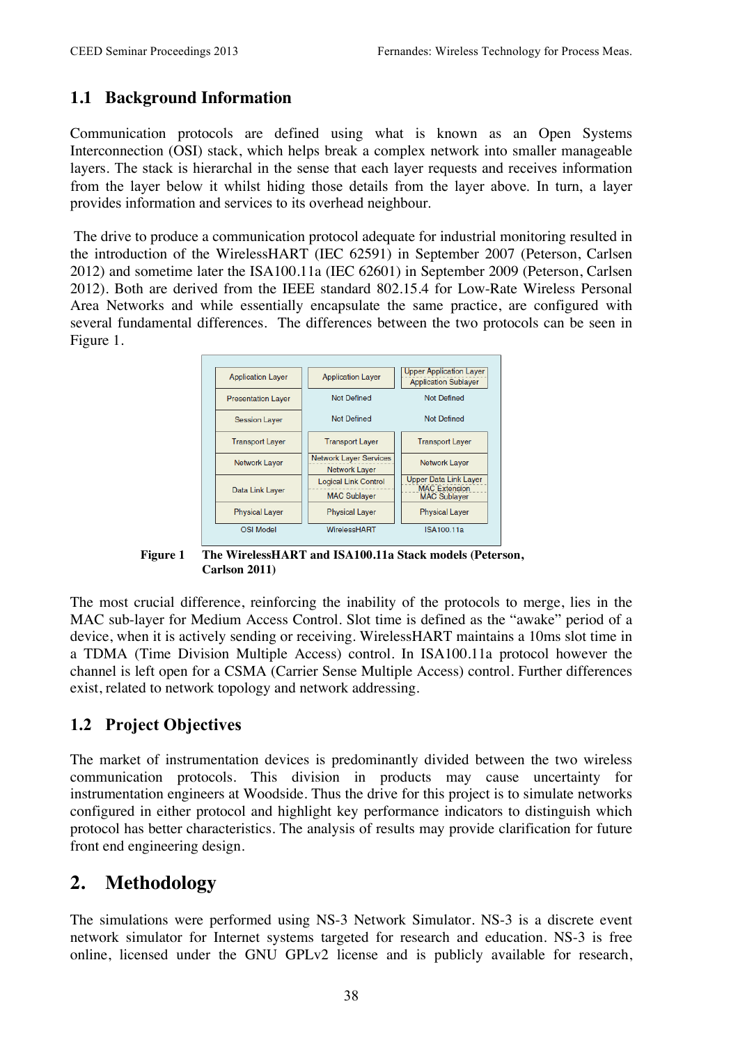## 1.1 Background Information

Communication protocols are defined using what is known as an Open Systems Interconnection (OSI) stack, which helps break a complex network into smaller manageable layers. The stack is hierarchal in the sense that each layer requests and receives information from the layer below it whilst hiding those details from the layer above. In turn, a layer provides information and services to its overhead neighbour.

The drive to produce a communication protocol adequate for industrial monitoring resulted in the introduction of the WirelessHART (IEC 62591) in September 2007 (Peterson, Carlsen 2012) and sometime later the ISA100.11a (IEC 62601) in September 2009 (Peterson, Carlsen 2012). Both are derived from the IEEE standard 802.15.4 for Low-Rate Wireless Personal Area Networks and while essentially encapsulate the same practice, are configured with several fundamental differences. The differences between the two protocols can be seen in Figure 1.

| OSI Model | WirelessHART | ISA100.11a |
| --- | --- | --- |
| Application Layer | Application Layer | Upper Application Layer / Application Sublayer |
| Presentation Layer | Not Defined | Not Defined |
| Session Layer | Not Defined | Not Defined |
| Transport Layer | Transport Layer | Transport Layer |
| Network Layer | Network Layer Services / Network Layer | Network Layer |
| Data Link Layer | Logical Link Control / MAC Sublayer | Upper Data Link Layer / MAC Extension / MAC Sublayer |
| Physical Layer | Physical Layer | Physical Layer |

**Figure 1 The WirelessHART and ISA100.11a Stack models (Peterson, Carlson 2011)**

The most crucial difference, reinforcing the inability of the protocols to merge, lies in the MAC sub-layer for Medium Access Control. Slot time is defined as the "awake" period of a device, when it is actively sending or receiving. WirelessHART maintains a 10ms slot time in a TDMA (Time Division Multiple Access) control. In ISA100.11a protocol however the channel is left open for a CSMA (Carrier Sense Multiple Access) control. Further differences exist, related to network topology and network addressing.

## 1.2 Project Objectives

The market of instrumentation devices is predominantly divided between the two wireless communication protocols. This division in products may cause uncertainty for instrumentation engineers at Woodside. Thus the drive for this project is to simulate networks configured in either protocol and highlight key performance indicators to distinguish which protocol has better characteristics. The analysis of results may provide clarification for future front end engineering design.

# 2. Methodology

The simulations were performed using NS-3 Network Simulator. NS-3 is a discrete event network simulator for Internet systems targeted for research and education. NS-3 is free online, licensed under the GNU GPLv2 license and is publicly available for research,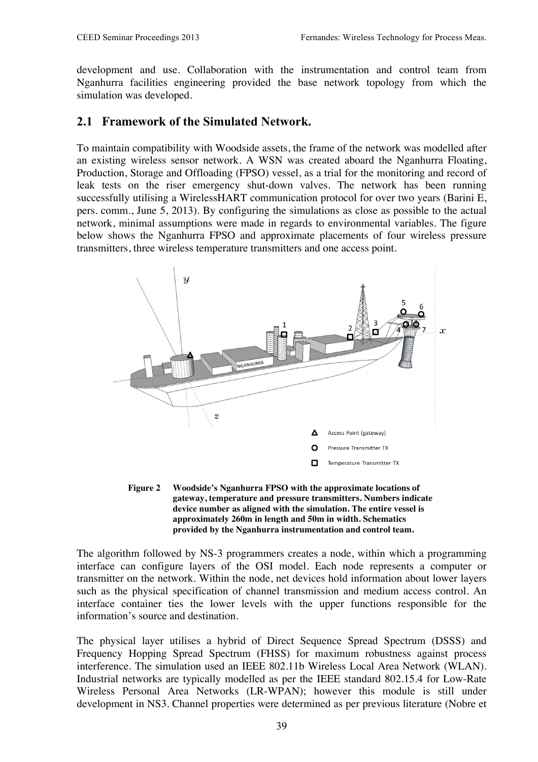development and use. Collaboration with the instrumentation and control team from Nganhurra facilities engineering provided the base network topology from which the simulation was developed.

## 2.1 Framework of the Simulated Network.

To maintain compatibility with Woodside assets, the frame of the network was modelled after an existing wireless sensor network. A WSN was created aboard the Nganhurra Floating, Production, Storage and Offloading (FPSO) vessel, as a trial for the monitoring and record of leak tests on the riser emergency shut-down valves. The network has been running successfully utilising a WirelessHART communication protocol for over two years (Barini E, pers. comm., June 5, 2013). By configuring the simulations as close as possible to the actual network, minimal assumptions were made in regards to environmental variables. The figure below shows the Nganhurra FPSO and approximate placements of four wireless pressure transmitters, three wireless temperature transmitters and one access point.

**Figure 2** **Woodside's Nganhurra FPSO with the approximate locations of gateway, temperature and pressure transmitters. Numbers indicate device number as aligned with the simulation. The entire vessel is approximately 260m in length and 50m in width. Schematics provided by the Nganhurra instrumentation and control team.**

The algorithm followed by NS-3 programmers creates a node, within which a programming interface can configure layers of the OSI model. Each node represents a computer or transmitter on the network. Within the node, net devices hold information about lower layers such as the physical specification of channel transmission and medium access control. An interface container ties the lower levels with the upper functions responsible for the information's source and destination.

The physical layer utilises a hybrid of Direct Sequence Spread Spectrum (DSSS) and Frequency Hopping Spread Spectrum (FHSS) for maximum robustness against process interference. The simulation used an IEEE 802.11b Wireless Local Area Network (WLAN). Industrial networks are typically modelled as per the IEEE standard 802.15.4 for Low-Rate Wireless Personal Area Networks (LR-WPAN); however this module is still under development in NS3. Channel properties were determined as per previous literature (Nobre et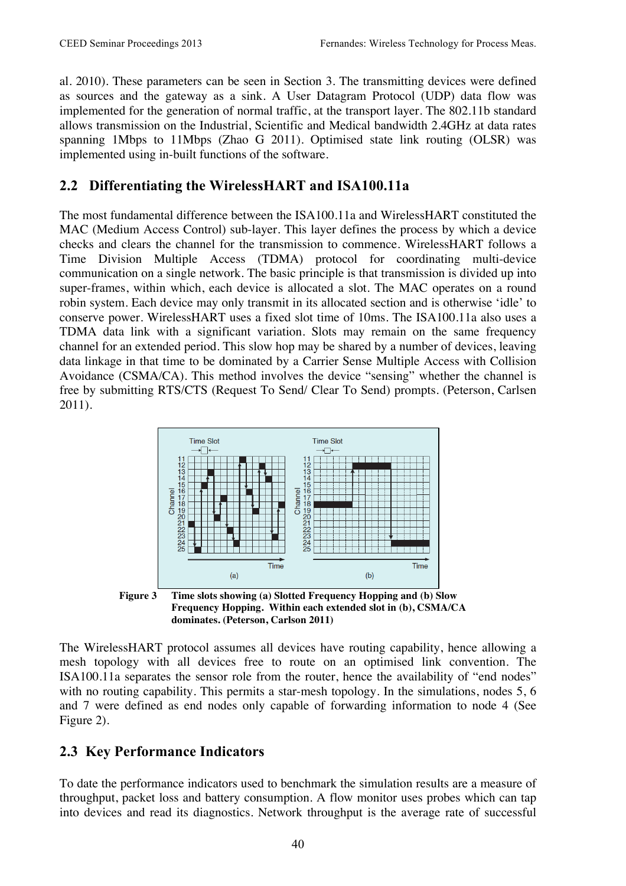al. 2010). These parameters can be seen in Section 3. The transmitting devices were defined as sources and the gateway as a sink. A User Datagram Protocol (UDP) data flow was implemented for the generation of normal traffic, at the transport layer. The 802.11b standard allows transmission on the Industrial, Scientific and Medical bandwidth 2.4GHz at data rates spanning 1Mbps to 11Mbps (Zhao G 2011). Optimised state link routing (OLSR) was implemented using in-built functions of the software.

## 2.2 Differentiating the WirelessHART and ISA100.11a

The most fundamental difference between the ISA100.11a and WirelessHART constituted the MAC (Medium Access Control) sub-layer. This layer defines the process by which a device checks and clears the channel for the transmission to commence. WirelessHART follows a Time Division Multiple Access (TDMA) protocol for coordinating multi-device communication on a single network. The basic principle is that transmission is divided up into super-frames, within which, each device is allocated a slot. The MAC operates on a round robin system. Each device may only transmit in its allocated section and is otherwise 'idle' to conserve power. WirelessHART uses a fixed slot time of 10ms. The ISA100.11a also uses a TDMA data link with a significant variation. Slots may remain on the same frequency channel for an extended period. This slow hop may be shared by a number of devices, leaving data linkage in that time to be dominated by a Carrier Sense Multiple Access with Collision Avoidance (CSMA/CA). This method involves the device "sensing" whether the channel is free by submitting RTS/CTS (Request To Send/ Clear To Send) prompts. (Peterson, Carlsen 2011).

**Figure 3** **Time slots showing (a) Slotted Frequency Hopping and (b) Slow Frequency Hopping. Within each extended slot in (b), CSMA/CA dominates. (Peterson, Carlson 2011)**

The WirelessHART protocol assumes all devices have routing capability, hence allowing a mesh topology with all devices free to route on an optimised link convention. The ISA100.11a separates the sensor role from the router, hence the availability of "end nodes" with no routing capability. This permits a star-mesh topology. In the simulations, nodes 5, 6 and 7 were defined as end nodes only capable of forwarding information to node 4 (See Figure 2).

## 2.3 Key Performance Indicators

To date the performance indicators used to benchmark the simulation results are a measure of throughput, packet loss and battery consumption. A flow monitor uses probes which can tap into devices and read its diagnostics. Network throughput is the average rate of successful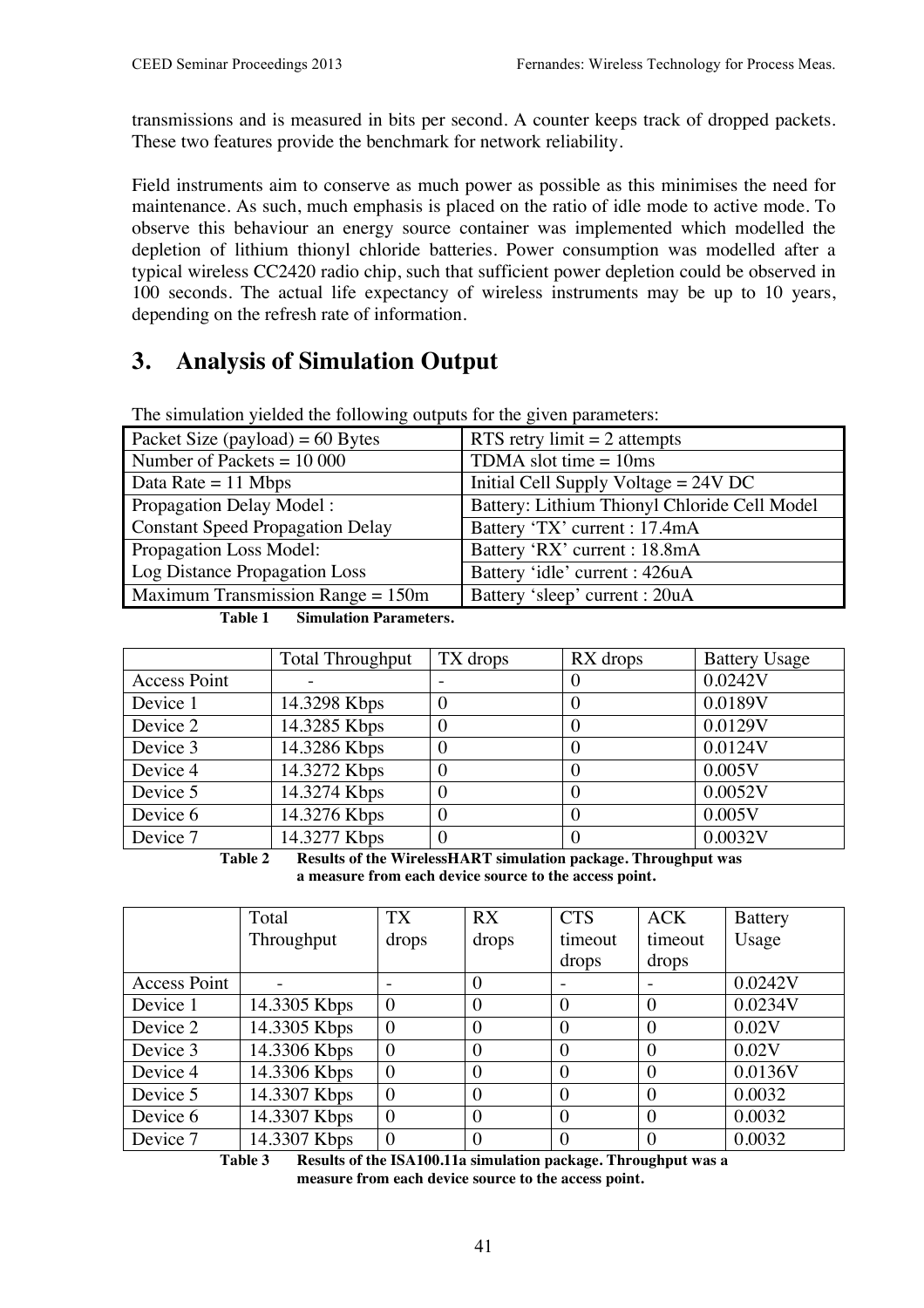transmissions and is measured in bits per second. A counter keeps track of dropped packets. These two features provide the benchmark for network reliability.

Field instruments aim to conserve as much power as possible as this minimises the need for maintenance. As such, much emphasis is placed on the ratio of idle mode to active mode. To observe this behaviour an energy source container was implemented which modelled the depletion of lithium thionyl chloride batteries. Power consumption was modelled after a typical wireless CC2420 radio chip, such that sufficient power depletion could be observed in 100 seconds. The actual life expectancy of wireless instruments may be up to 10 years, depending on the refresh rate of information.

## 3. Analysis of Simulation Output

The simulation yielded the following outputs for the given parameters:

| | |
|---|---|
| Packet Size (payload) = 60 Bytes | RTS retry limit = 2 attempts |
| Number of Packets = 10 000 | TDMA slot time = 10ms |
| Data Rate = 11 Mbps | Initial Cell Supply Voltage = 24V DC |
| Propagation Delay Model : Constant Speed Propagation Delay | Battery: Lithium Thionyl Chloride Cell Model |
| | Battery 'TX' current : 17.4mA |
| Propagation Loss Model: Log Distance Propagation Loss | Battery 'RX' current : 18.8mA |
| | Battery 'idle' current : 426uA |
| Maximum Transmission Range = 150m | Battery 'sleep' current : 20uA |

**Table 1 Simulation Parameters.**

| | Total Throughput | TX drops | RX drops | Battery Usage |
|---|---|---|---|---|
| Access Point | - | - | 0 | 0.0242V |
| Device 1 | 14.3298 Kbps | 0 | 0 | 0.0189V |
| Device 2 | 14.3285 Kbps | 0 | 0 | 0.0129V |
| Device 3 | 14.3286 Kbps | 0 | 0 | 0.0124V |
| Device 4 | 14.3272 Kbps | 0 | 0 | 0.005V |
| Device 5 | 14.3274 Kbps | 0 | 0 | 0.0052V |
| Device 6 | 14.3276 Kbps | 0 | 0 | 0.005V |
| Device 7 | 14.3277 Kbps | 0 | 0 | 0.0032V |

**Table 2 Results of the WirelessHART simulation package. Throughput was a measure from each device source to the access point.**

| | Total Throughput | TX drops | RX drops | CTS timeout drops | ACK timeout drops | Battery Usage |
|---|---|---|---|---|---|---|
| Access Point | - | - | 0 | - | - | 0.0242V |
| Device 1 | 14.3305 Kbps | 0 | 0 | 0 | 0 | 0.0234V |
| Device 2 | 14.3305 Kbps | 0 | 0 | 0 | 0 | 0.02V |
| Device 3 | 14.3306 Kbps | 0 | 0 | 0 | 0 | 0.02V |
| Device 4 | 14.3306 Kbps | 0 | 0 | 0 | 0 | 0.0136V |
| Device 5 | 14.3307 Kbps | 0 | 0 | 0 | 0 | 0.0032 |
| Device 6 | 14.3307 Kbps | 0 | 0 | 0 | 0 | 0.0032 |
| Device 7 | 14.3307 Kbps | 0 | 0 | 0 | 0 | 0.0032 |

**Table 3 Results of the ISA100.11a simulation package. Throughput was a measure from each device source to the access point.**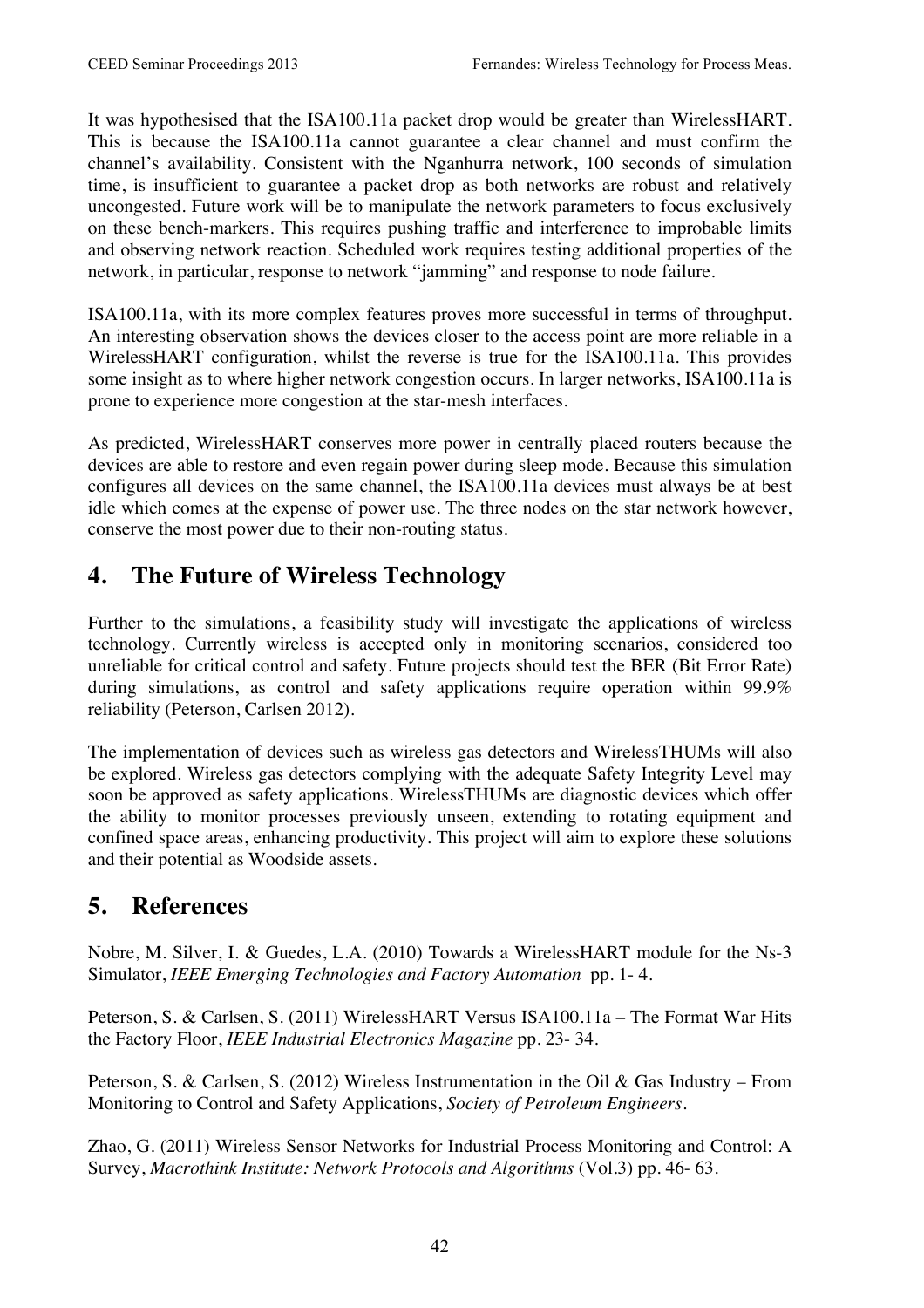It was hypothesised that the ISA100.11a packet drop would be greater than WirelessHART. This is because the ISA100.11a cannot guarantee a clear channel and must confirm the channel's availability. Consistent with the Nganhurra network, 100 seconds of simulation time, is insufficient to guarantee a packet drop as both networks are robust and relatively uncongested. Future work will be to manipulate the network parameters to focus exclusively on these bench-markers. This requires pushing traffic and interference to improbable limits and observing network reaction. Scheduled work requires testing additional properties of the network, in particular, response to network "jamming" and response to node failure.

ISA100.11a, with its more complex features proves more successful in terms of throughput. An interesting observation shows the devices closer to the access point are more reliable in a WirelessHART configuration, whilst the reverse is true for the ISA100.11a. This provides some insight as to where higher network congestion occurs. In larger networks, ISA100.11a is prone to experience more congestion at the star-mesh interfaces.

As predicted, WirelessHART conserves more power in centrally placed routers because the devices are able to restore and even regain power during sleep mode. Because this simulation configures all devices on the same channel, the ISA100.11a devices must always be at best idle which comes at the expense of power use. The three nodes on the star network however, conserve the most power due to their non-routing status.

## 4. The Future of Wireless Technology

Further to the simulations, a feasibility study will investigate the applications of wireless technology. Currently wireless is accepted only in monitoring scenarios, considered too unreliable for critical control and safety. Future projects should test the BER (Bit Error Rate) during simulations, as control and safety applications require operation within 99.9% reliability (Peterson, Carlsen 2012).

The implementation of devices such as wireless gas detectors and WirelessTHUMs will also be explored. Wireless gas detectors complying with the adequate Safety Integrity Level may soon be approved as safety applications. WirelessTHUMs are diagnostic devices which offer the ability to monitor processes previously unseen, extending to rotating equipment and confined space areas, enhancing productivity. This project will aim to explore these solutions and their potential as Woodside assets.

## 5. References

Nobre, M. Silver, I. & Guedes, L.A. (2010) Towards a WirelessHART module for the Ns-3 Simulator, *IEEE Emerging Technologies and Factory Automation* pp. 1- 4.

Peterson, S. & Carlsen, S. (2011) WirelessHART Versus ISA100.11a – The Format War Hits the Factory Floor, *IEEE Industrial Electronics Magazine* pp. 23- 34.

Peterson, S. & Carlsen, S. (2012) Wireless Instrumentation in the Oil & Gas Industry – From Monitoring to Control and Safety Applications, *Society of Petroleum Engineers*.

Zhao, G. (2011) Wireless Sensor Networks for Industrial Process Monitoring and Control: A Survey, *Macrothink Institute: Network Protocols and Algorithms* (Vol.3) pp. 46- 63.